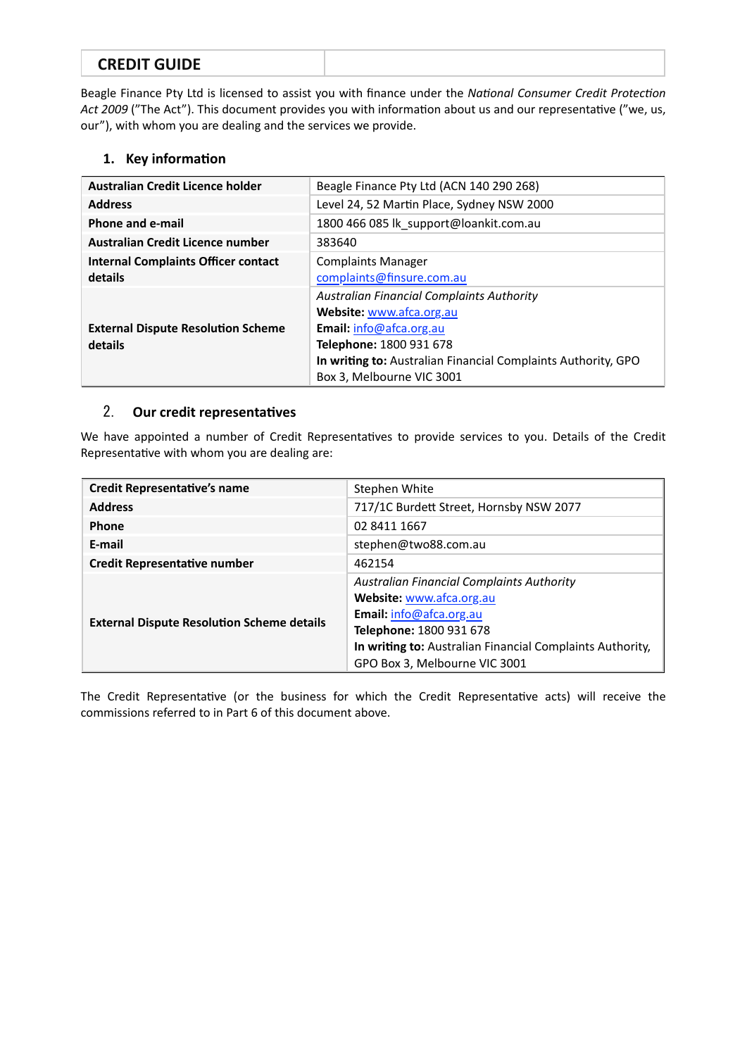# CREDIT GUIDE

Beagle Finance Pty Ltd is licensed to assist you with finance under the *National Consumer Credit Protection Act 2009* ("The Act"). This document provides you with information about us and our representative ("we, us, our"), with whom you are dealing and the services we provide.

## 1. Key information

| | |
|---|---|
| **Australian Credit Licence holder** | Beagle Finance Pty Ltd (ACN 140 290 268) |
| **Address** | Level 24, 52 Martin Place, Sydney NSW 2000 |
| **Phone and e-mail** | 1800 466 085 lk_support@loankit.com.au |
| **Australian Credit Licence number** | 383640 |
| **Internal Complaints Officer contact details** | Complaints Manager<br>complaints@finsure.com.au |
| **External Dispute Resolution Scheme details** | *Australian Financial Complaints Authority*<br>**Website:** www.afca.org.au<br>**Email:** info@afca.org.au<br>**Telephone:** 1800 931 678<br>**In writing to:** Australian Financial Complaints Authority, GPO Box 3, Melbourne VIC 3001 |

## 2. Our credit representatives

We have appointed a number of Credit Representatives to provide services to you. Details of the Credit Representative with whom you are dealing are:

| | |
|---|---|
| **Credit Representative's name** | Stephen White |
| **Address** | 717/1C Burdett Street, Hornsby NSW 2077 |
| **Phone** | 02 8411 1667 |
| **E-mail** | stephen@two88.com.au |
| **Credit Representative number** | 462154 |
| **External Dispute Resolution Scheme details** | *Australian Financial Complaints Authority*<br>**Website:** www.afca.org.au<br>**Email:** info@afca.org.au<br>**Telephone:** 1800 931 678<br>**In writing to:** Australian Financial Complaints Authority, GPO Box 3, Melbourne VIC 3001 |

The Credit Representative (or the business for which the Credit Representative acts) will receive the commissions referred to in Part 6 of this document above.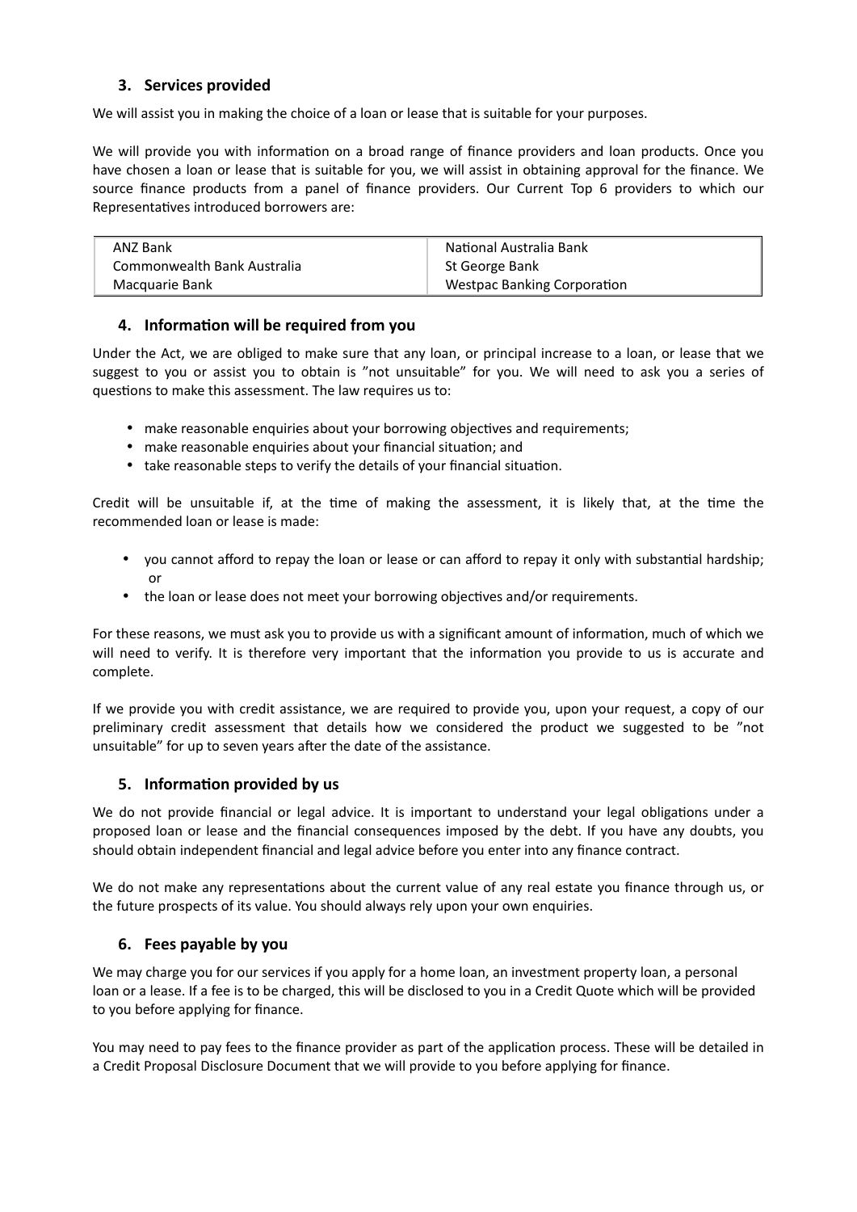## 3. Services provided

We will assist you in making the choice of a loan or lease that is suitable for your purposes.

We will provide you with information on a broad range of finance providers and loan products. Once you have chosen a loan or lease that is suitable for you, we will assist in obtaining approval for the finance. We source finance products from a panel of finance providers. Our Current Top 6 providers to which our Representatives introduced borrowers are:

| | |
|---|---|
| ANZ Bank | National Australia Bank |
| Commonwealth Bank Australia | St George Bank |
| Macquarie Bank | Westpac Banking Corporation |

## 4. Information will be required from you

Under the Act, we are obliged to make sure that any loan, or principal increase to a loan, or lease that we suggest to you or assist you to obtain is "not unsuitable" for you. We will need to ask you a series of questions to make this assessment. The law requires us to:

- make reasonable enquiries about your borrowing objectives and requirements;
- make reasonable enquiries about your financial situation; and
- take reasonable steps to verify the details of your financial situation.

Credit will be unsuitable if, at the time of making the assessment, it is likely that, at the time the recommended loan or lease is made:

- you cannot afford to repay the loan or lease or can afford to repay it only with substantial hardship; or
- the loan or lease does not meet your borrowing objectives and/or requirements.

For these reasons, we must ask you to provide us with a significant amount of information, much of which we will need to verify. It is therefore very important that the information you provide to us is accurate and complete.

If we provide you with credit assistance, we are required to provide you, upon your request, a copy of our preliminary credit assessment that details how we considered the product we suggested to be "not unsuitable" for up to seven years after the date of the assistance.

## 5. Information provided by us

We do not provide financial or legal advice. It is important to understand your legal obligations under a proposed loan or lease and the financial consequences imposed by the debt. If you have any doubts, you should obtain independent financial and legal advice before you enter into any finance contract.

We do not make any representations about the current value of any real estate you finance through us, or the future prospects of its value. You should always rely upon your own enquiries.

## 6. Fees payable by you

We may charge you for our services if you apply for a home loan, an investment property loan, a personal loan or a lease. If a fee is to be charged, this will be disclosed to you in a Credit Quote which will be provided to you before applying for finance.

You may need to pay fees to the finance provider as part of the application process. These will be detailed in a Credit Proposal Disclosure Document that we will provide to you before applying for finance.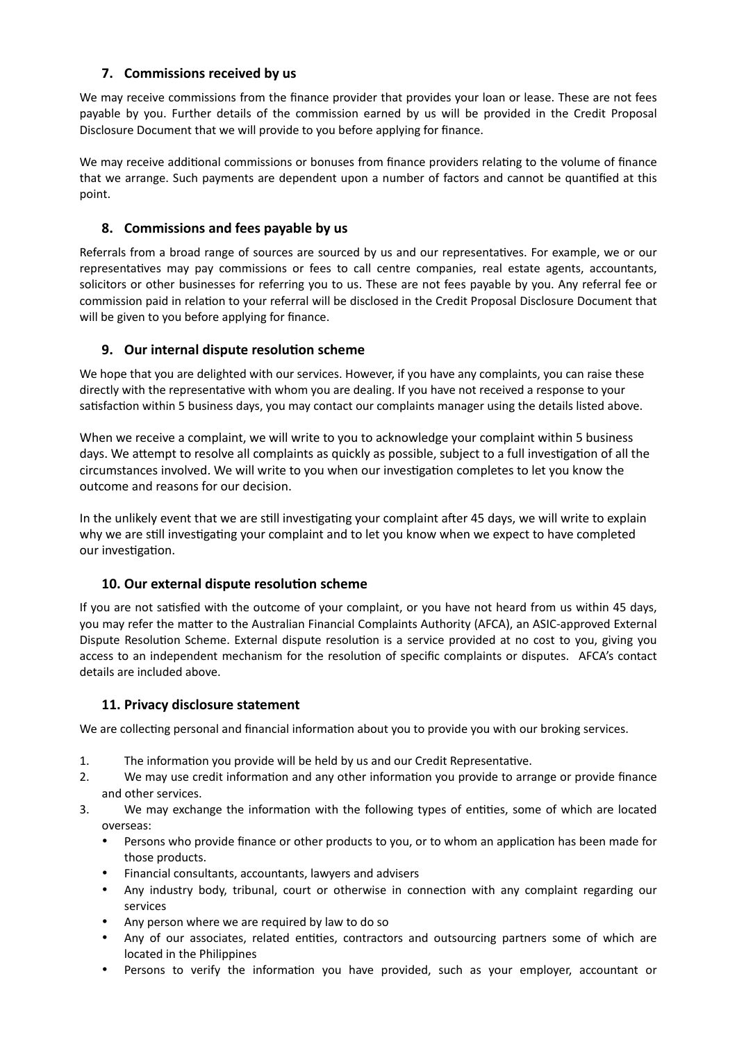## 7. Commissions received by us

We may receive commissions from the finance provider that provides your loan or lease. These are not fees payable by you. Further details of the commission earned by us will be provided in the Credit Proposal Disclosure Document that we will provide to you before applying for finance.

We may receive additional commissions or bonuses from finance providers relating to the volume of finance that we arrange. Such payments are dependent upon a number of factors and cannot be quantified at this point.

## 8. Commissions and fees payable by us

Referrals from a broad range of sources are sourced by us and our representatives. For example, we or our representatives may pay commissions or fees to call centre companies, real estate agents, accountants, solicitors or other businesses for referring you to us. These are not fees payable by you. Any referral fee or commission paid in relation to your referral will be disclosed in the Credit Proposal Disclosure Document that will be given to you before applying for finance.

## 9. Our internal dispute resolution scheme

We hope that you are delighted with our services. However, if you have any complaints, you can raise these directly with the representative with whom you are dealing. If you have not received a response to your satisfaction within 5 business days, you may contact our complaints manager using the details listed above.

When we receive a complaint, we will write to you to acknowledge your complaint within 5 business days. We attempt to resolve all complaints as quickly as possible, subject to a full investigation of all the circumstances involved. We will write to you when our investigation completes to let you know the outcome and reasons for our decision.

In the unlikely event that we are still investigating your complaint after 45 days, we will write to explain why we are still investigating your complaint and to let you know when we expect to have completed our investigation.

## 10. Our external dispute resolution scheme

If you are not satisfied with the outcome of your complaint, or you have not heard from us within 45 days, you may refer the matter to the Australian Financial Complaints Authority (AFCA), an ASIC-approved External Dispute Resolution Scheme. External dispute resolution is a service provided at no cost to you, giving you access to an independent mechanism for the resolution of specific complaints or disputes. AFCA's contact details are included above.

## 11. Privacy disclosure statement

We are collecting personal and financial information about you to provide you with our broking services.

1. The information you provide will be held by us and our Credit Representative.
2. We may use credit information and any other information you provide to arrange or provide finance and other services.
3. We may exchange the information with the following types of entities, some of which are located overseas:
   - Persons who provide finance or other products to you, or to whom an application has been made for those products.
   - Financial consultants, accountants, lawyers and advisers
   - Any industry body, tribunal, court or otherwise in connection with any complaint regarding our services
   - Any person where we are required by law to do so
   - Any of our associates, related entities, contractors and outsourcing partners some of which are located in the Philippines
   - Persons to verify the information you have provided, such as your employer, accountant or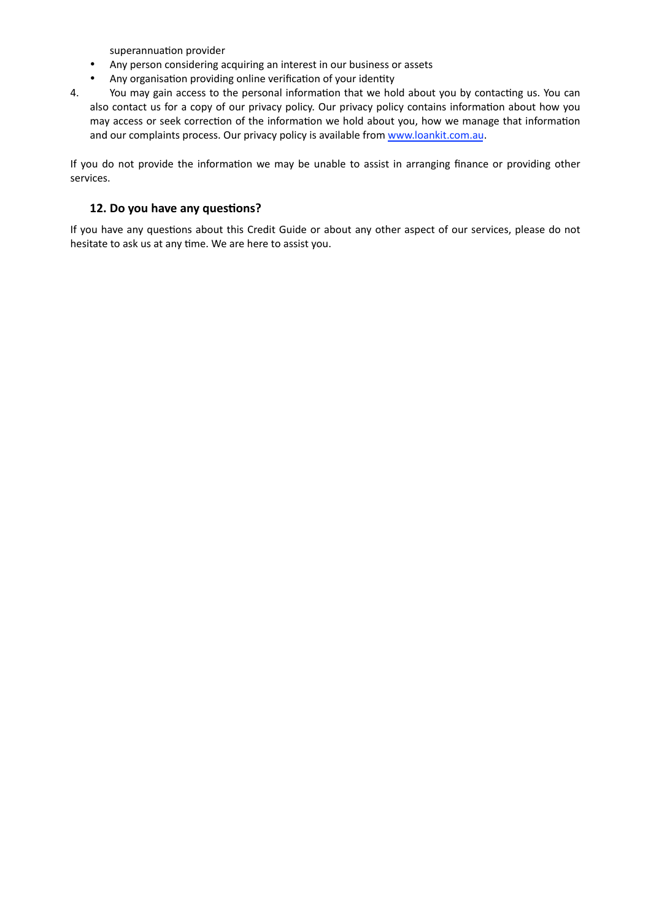superannuation provider

- Any person considering acquiring an interest in our business or assets
- Any organisation providing online verification of your identity

4. You may gain access to the personal information that we hold about you by contacting us. You can also contact us for a copy of our privacy policy. Our privacy policy contains information about how you may access or seek correction of the information we hold about you, how we manage that information and our complaints process. Our privacy policy is available from [www.loankit.com.au](http://www.loankit.com.au).

If you do not provide the information we may be unable to assist in arranging finance or providing other services.

## 12. Do you have any questions?

If you have any questions about this Credit Guide or about any other aspect of our services, please do not hesitate to ask us at any time. We are here to assist you.